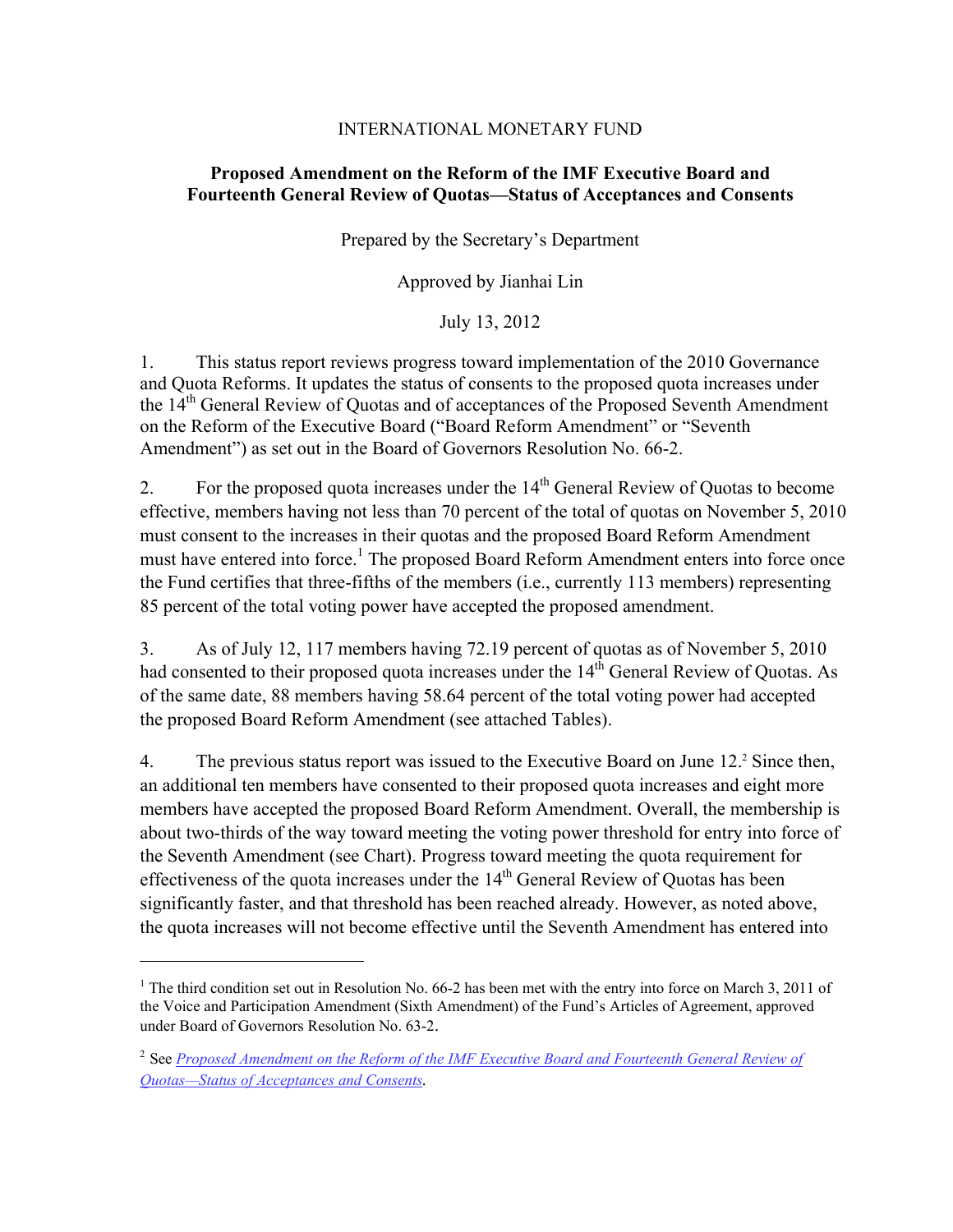INTERNATIONAL MONETARY FUND

# Proposed Amendment on the Reform of the IMF Executive Board and Fourteenth General Review of Quotas—Status of Acceptances and Consents

Prepared by the Secretary's Department

Approved by Jianhai Lin

July 13, 2012

1. This status report reviews progress toward implementation of the 2010 Governance and Quota Reforms. It updates the status of consents to the proposed quota increases under the 14th General Review of Quotas and of acceptances of the Proposed Seventh Amendment on the Reform of the Executive Board ("Board Reform Amendment" or "Seventh Amendment") as set out in the Board of Governors Resolution No. 66-2.

2. For the proposed quota increases under the 14th General Review of Quotas to become effective, members having not less than 70 percent of the total of quotas on November 5, 2010 must consent to the increases in their quotas and the proposed Board Reform Amendment must have entered into force.[1] The proposed Board Reform Amendment enters into force once the Fund certifies that three-fifths of the members (i.e., currently 113 members) representing 85 percent of the total voting power have accepted the proposed amendment.

3. As of July 12, 117 members having 72.19 percent of quotas as of November 5, 2010 had consented to their proposed quota increases under the 14th General Review of Quotas. As of the same date, 88 members having 58.64 percent of the total voting power had accepted the proposed Board Reform Amendment (see attached Tables).

4. The previous status report was issued to the Executive Board on June 12.[2] Since then, an additional ten members have consented to their proposed quota increases and eight more members have accepted the proposed Board Reform Amendment. Overall, the membership is about two-thirds of the way toward meeting the voting power threshold for entry into force of the Seventh Amendment (see Chart). Progress toward meeting the quota requirement for effectiveness of the quota increases under the 14th General Review of Quotas has been significantly faster, and that threshold has been reached already. However, as noted above, the quota increases will not become effective until the Seventh Amendment has entered into

---

[1] The third condition set out in Resolution No. 66-2 has been met with the entry into force on March 3, 2011 of the Voice and Participation Amendment (Sixth Amendment) of the Fund's Articles of Agreement, approved under Board of Governors Resolution No. 63-2.

[2] See *Proposed Amendment on the Reform of the IMF Executive Board and Fourteenth General Review of Quotas—Status of Acceptances and Consents*.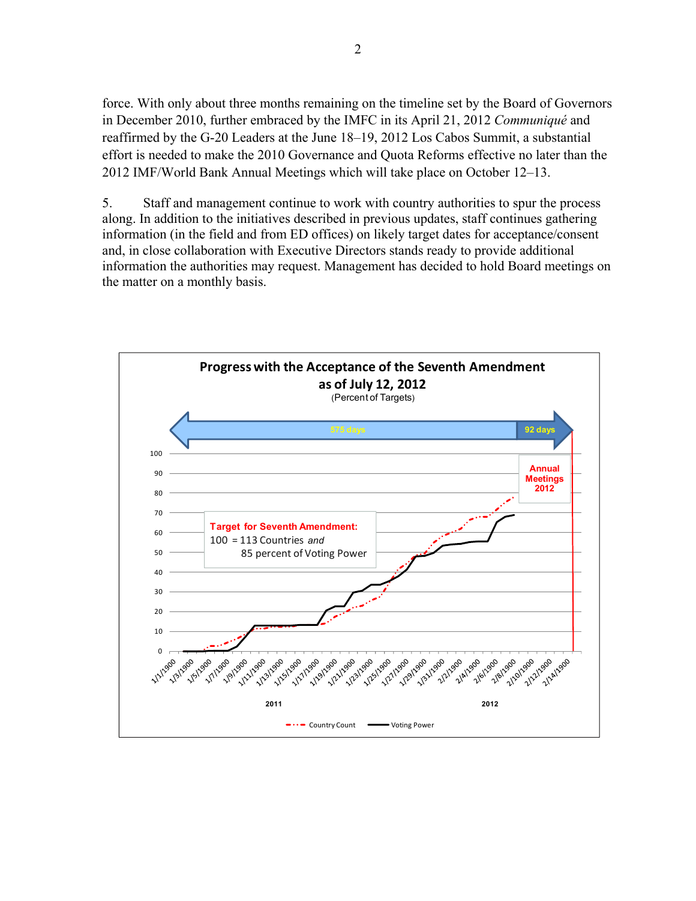force. With only about three months remaining on the timeline set by the Board of Governors in December 2010, further embraced by the IMFC in its April 21, 2012 *Communiqué* and reaffirmed by the G-20 Leaders at the June 18–19, 2012 Los Cabos Summit, a substantial effort is needed to make the 2010 Governance and Quota Reforms effective no later than the 2012 IMF/World Bank Annual Meetings which will take place on October 12–13.

5. Staff and management continue to work with country authorities to spur the process along. In addition to the initiatives described in previous updates, staff continues gathering information (in the field and from ED offices) on likely target dates for acceptance/consent and, in close collaboration with Executive Directors stands ready to provide additional information the authorities may request. Management has decided to hold Board meetings on the matter on a monthly basis.

**Progress with the Acceptance of the Seventh Amendment as of July 12, 2012**

(Percent of Targets)

575 days | 92 days

Annual Meetings 2012

**Target for Seventh Amendment:**
100 = 113 Countries *and*
85 percent of Voting Power

2011 | 2012

Country Count — Voting Power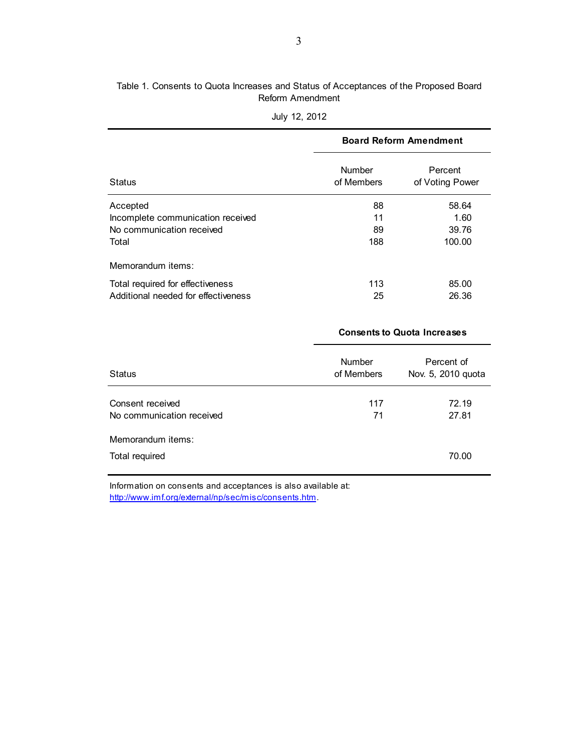Table 1. Consents to Quota Increases and Status of Acceptances of the Proposed Board Reform Amendment

July 12, 2012

| Status | Board Reform Amendment | |
|---|---|---|
| | Number of Members | Percent of Voting Power |
| Accepted | 88 | 58.64 |
| Incomplete communication received | 11 | 1.60 |
| No communication received | 89 | 39.76 |
| Total | 188 | 100.00 |
| Memorandum items: | | |
| Total required for effectiveness | 113 | 85.00 |
| Additional needed for effectiveness | 25 | 26.36 |

| Status | Consents to Quota Increases | |
|---|---|---|
| | Number of Members | Percent of Nov. 5, 2010 quota |
| Consent received | 117 | 72.19 |
| No communication received | 71 | 27.81 |
| Memorandum items: | | |
| Total required | | 70.00 |

Information on consents and acceptances is also available at: http://www.imf.org/external/np/sec/misc/consents.htm.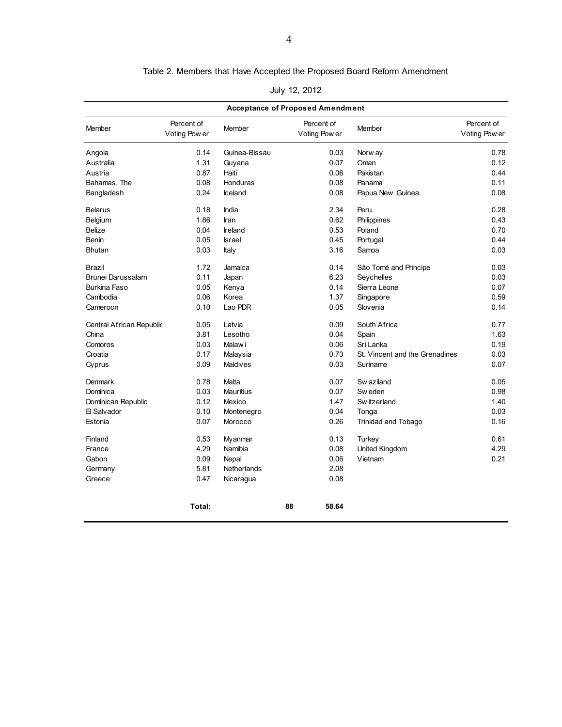### Table 2. Members that Have Accepted the Proposed Board Reform Amendment

July 12, 2012

| Acceptance of Proposed Amendment | | | | | |
|---|---|---|---|---|---|
| Member | Percent of Voting Power | Member | Percent of Voting Power | Member | Percent of Voting Power |
| Angola | 0.14 | Guinea-Bissau | 0.03 | Norway | 0.78 |
| Australia | 1.31 | Guyana | 0.07 | Oman | 0.12 |
| Austria | 0.87 | Haiti | 0.06 | Pakistan | 0.44 |
| Bahamas, The | 0.08 | Honduras | 0.08 | Panama | 0.11 |
| Bangladesh | 0.24 | Iceland | 0.08 | Papua New Guinea | 0.08 |
| Belarus | 0.18 | India | 2.34 | Peru | 0.28 |
| Belgium | 1.86 | Iran | 0.62 | Philippines | 0.43 |
| Belize | 0.04 | Ireland | 0.53 | Poland | 0.70 |
| Benin | 0.05 | Israel | 0.45 | Portugal | 0.44 |
| Bhutan | 0.03 | Italy | 3.16 | Samoa | 0.03 |
| Brazil | 1.72 | Jamaica | 0.14 | São Tomé and Príncipe | 0.03 |
| Brunei Darussalam | 0.11 | Japan | 6.23 | Seychelles | 0.03 |
| Burkina Faso | 0.05 | Kenya | 0.14 | Sierra Leone | 0.07 |
| Cambodia | 0.06 | Korea | 1.37 | Singapore | 0.59 |
| Cameroon | 0.10 | Lao PDR | 0.05 | Slovenia | 0.14 |
| Central African Republic | 0.05 | Latvia | 0.09 | South Africa | 0.77 |
| China | 3.81 | Lesotho | 0.04 | Spain | 1.63 |
| Comoros | 0.03 | Malawi | 0.06 | Sri Lanka | 0.19 |
| Croatia | 0.17 | Malaysia | 0.73 | St. Vincent and the Grenadines | 0.03 |
| Cyprus | 0.09 | Maldives | 0.03 | Suriname | 0.07 |
| Denmark | 0.78 | Malta | 0.07 | Swaziland | 0.05 |
| Dominica | 0.03 | Mauritius | 0.07 | Sweden | 0.98 |
| Dominican Republic | 0.12 | Mexico | 1.47 | Switzerland | 1.40 |
| El Salvador | 0.10 | Montenegro | 0.04 | Tonga | 0.03 |
| Estonia | 0.07 | Morocco | 0.26 | Trinidad and Tobago | 0.16 |
| Finland | 0.53 | Myanmar | 0.13 | Turkey | 0.61 |
| France | 4.29 | Namibia | 0.08 | United Kingdom | 4.29 |
| Gabon | 0.09 | Nepal | 0.06 | Vietnam | 0.21 |
| Germany | 5.81 | Netherlands | 2.08 | | |
| Greece | 0.47 | Nicaragua | 0.08 | | |
| | **Total:** | **88** | **58.64** | | |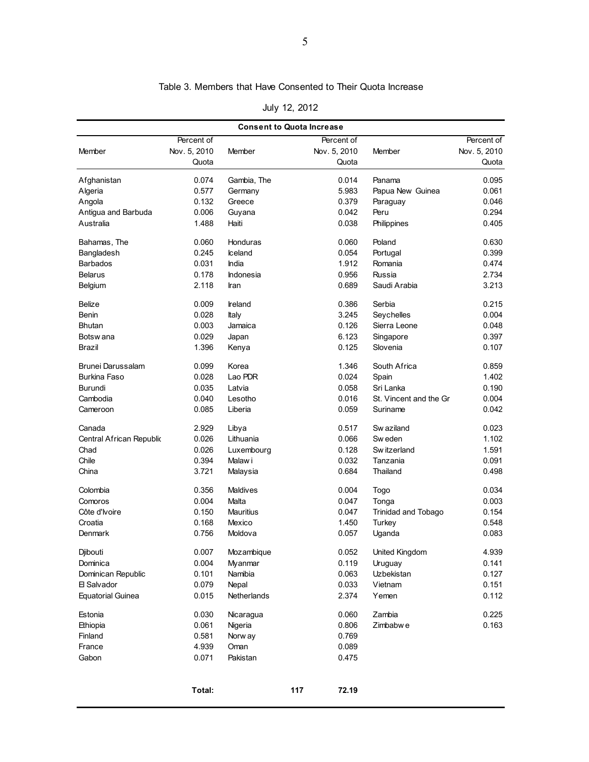Table 3. Members that Have Consented to Their Quota Increase

July 12, 2012

| Consent to Quota Increase | | | | | |
|---|---|---|---|---|---|
| Member | Percent of Nov. 5, 2010 Quota | Member | Percent of Nov. 5, 2010 Quota | Member | Percent of Nov. 5, 2010 Quota |
| Afghanistan | 0.074 | Gambia, The | 0.014 | Panama | 0.095 |
| Algeria | 0.577 | Germany | 5.983 | Papua New Guinea | 0.061 |
| Angola | 0.132 | Greece | 0.379 | Paraguay | 0.046 |
| Antigua and Barbuda | 0.006 | Guyana | 0.042 | Peru | 0.294 |
| Australia | 1.488 | Haiti | 0.038 | Philippines | 0.405 |
| Bahamas, The | 0.060 | Honduras | 0.060 | Poland | 0.630 |
| Bangladesh | 0.245 | Iceland | 0.054 | Portugal | 0.399 |
| Barbados | 0.031 | India | 1.912 | Romania | 0.474 |
| Belarus | 0.178 | Indonesia | 0.956 | Russia | 2.734 |
| Belgium | 2.118 | Iran | 0.689 | Saudi Arabia | 3.213 |
| Belize | 0.009 | Ireland | 0.386 | Serbia | 0.215 |
| Benin | 0.028 | Italy | 3.245 | Seychelles | 0.004 |
| Bhutan | 0.003 | Jamaica | 0.126 | Sierra Leone | 0.048 |
| Botswana | 0.029 | Japan | 6.123 | Singapore | 0.397 |
| Brazil | 1.396 | Kenya | 0.125 | Slovenia | 0.107 |
| Brunei Darussalam | 0.099 | Korea | 1.346 | South Africa | 0.859 |
| Burkina Faso | 0.028 | Lao PDR | 0.024 | Spain | 1.402 |
| Burundi | 0.035 | Latvia | 0.058 | Sri Lanka | 0.190 |
| Cambodia | 0.040 | Lesotho | 0.016 | St. Vincent and the Gr | 0.004 |
| Cameroon | 0.085 | Liberia | 0.059 | Suriname | 0.042 |
| Canada | 2.929 | Libya | 0.517 | Swaziland | 0.023 |
| Central African Republic | 0.026 | Lithuania | 0.066 | Sweden | 1.102 |
| Chad | 0.026 | Luxembourg | 0.128 | Switzerland | 1.591 |
| Chile | 0.394 | Malawi | 0.032 | Tanzania | 0.091 |
| China | 3.721 | Malaysia | 0.684 | Thailand | 0.498 |
| Colombia | 0.356 | Maldives | 0.004 | Togo | 0.034 |
| Comoros | 0.004 | Malta | 0.047 | Tonga | 0.003 |
| Côte d'Ivoire | 0.150 | Mauritius | 0.047 | Trinidad and Tobago | 0.154 |
| Croatia | 0.168 | Mexico | 1.450 | Turkey | 0.548 |
| Denmark | 0.756 | Moldova | 0.057 | Uganda | 0.083 |
| Djibouti | 0.007 | Mozambique | 0.052 | United Kingdom | 4.939 |
| Dominica | 0.004 | Myanmar | 0.119 | Uruguay | 0.141 |
| Dominican Republic | 0.101 | Namibia | 0.063 | Uzbekistan | 0.127 |
| El Salvador | 0.079 | Nepal | 0.033 | Vietnam | 0.151 |
| Equatorial Guinea | 0.015 | Netherlands | 2.374 | Yemen | 0.112 |
| Estonia | 0.030 | Nicaragua | 0.060 | Zambia | 0.225 |
| Ethiopia | 0.061 | Nigeria | 0.806 | Zimbabwe | 0.163 |
| Finland | 0.581 | Norway | 0.769 | | |
| France | 4.939 | Oman | 0.089 | | |
| Gabon | 0.071 | Pakistan | 0.475 | | |
| | **Total:** | 117 | 72.19 | | |